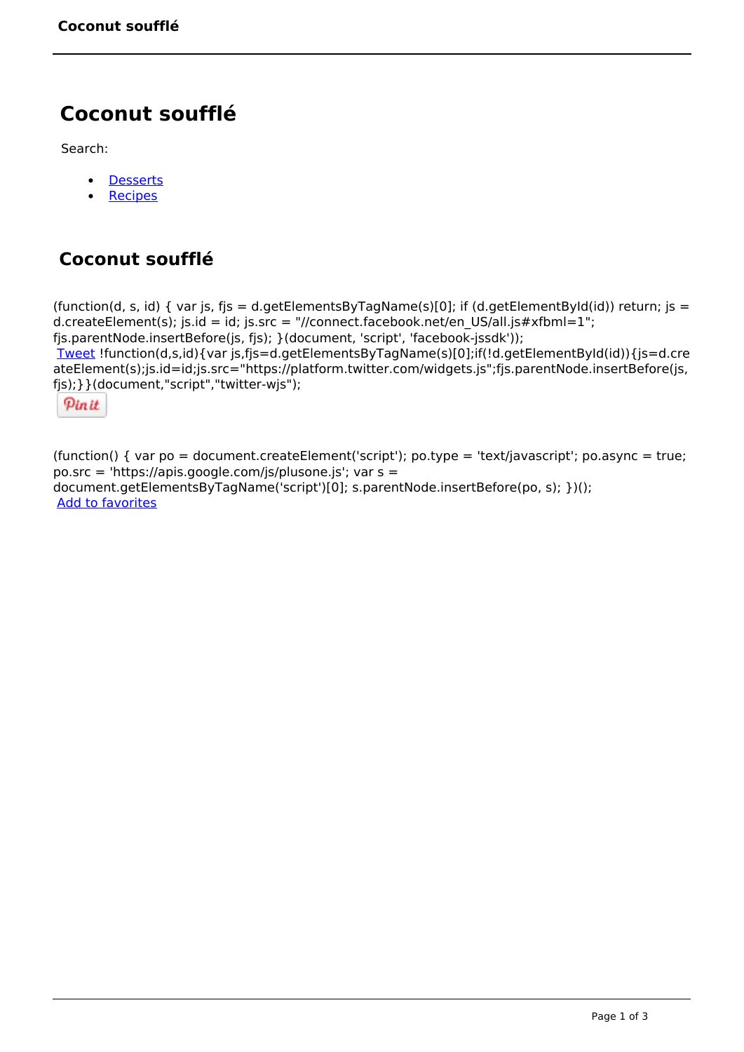# Coconut soufflé

Search:

- Desserts
- Recipes

## Coconut soufflé

(function(d, s, id) { var js, fjs = d.getElementsByTagName(s)[0]; if (d.getElementById(id)) return; js = d.createElement(s); js.id = id; js.src = "//connect.facebook.net/en_US/all.js#xfbml=1"; fjs.parentNode.insertBefore(js, fjs); }(document, 'script', 'facebook-jssdk'));
Tweet !function(d,s,id){var js,fjs=d.getElementsByTagName(s)[0];if(!d.getElementById(id)){js=d.createElement(s);js.id=id;js.src="https://platform.twitter.com/widgets.js";fjs.parentNode.insertBefore(js,fjs);}}(document,"script","twitter-wjs");

Pin it

(function() { var po = document.createElement('script'); po.type = 'text/javascript'; po.async = true; po.src = 'https://apis.google.com/js/plusone.js'; var s = document.getElementsByTagName('script')[0]; s.parentNode.insertBefore(po, s); })();
Add to favorites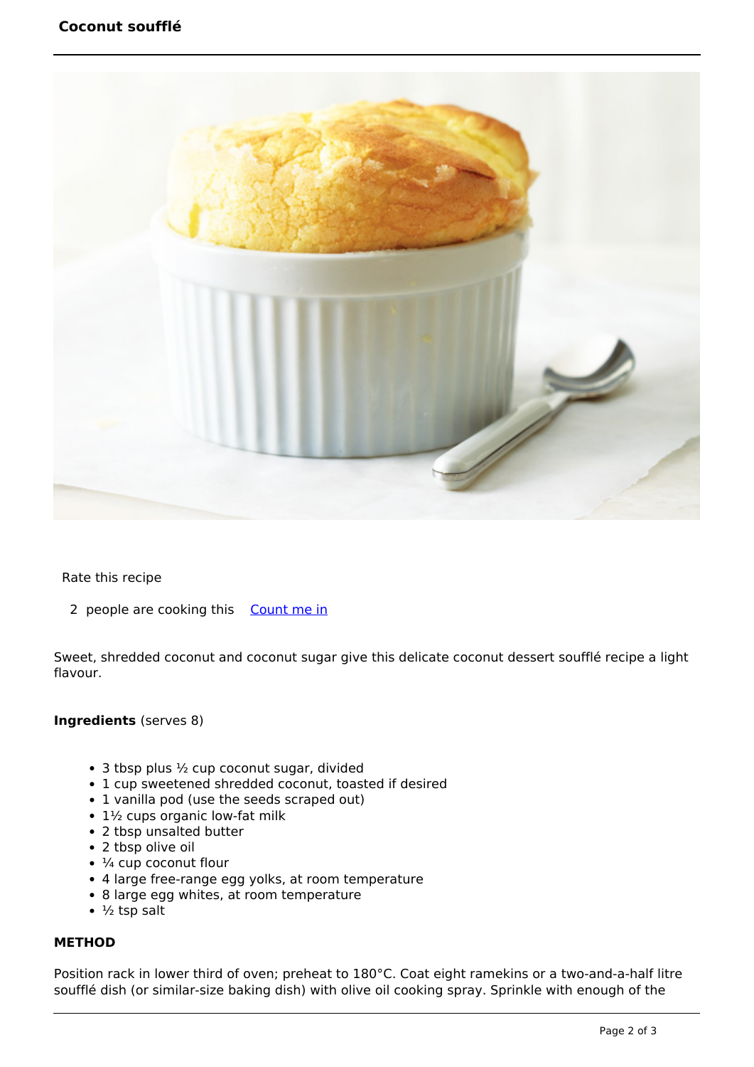# Coconut soufflé

Rate this recipe

2 people are cooking this [Count me in]

Sweet, shredded coconut and coconut sugar give this delicate coconut dessert soufflé recipe a light flavour.

**Ingredients** (serves 8)

- 3 tbsp plus ½ cup coconut sugar, divided
- 1 cup sweetened shredded coconut, toasted if desired
- 1 vanilla pod (use the seeds scraped out)
- 1½ cups organic low-fat milk
- 2 tbsp unsalted butter
- 2 tbsp olive oil
- ¼ cup coconut flour
- 4 large free-range egg yolks, at room temperature
- 8 large egg whites, at room temperature
- ½ tsp salt

**METHOD**

Position rack in lower third of oven; preheat to 180°C. Coat eight ramekins or a two-and-a-half litre soufflé dish (or similar-size baking dish) with olive oil cooking spray. Sprinkle with enough of the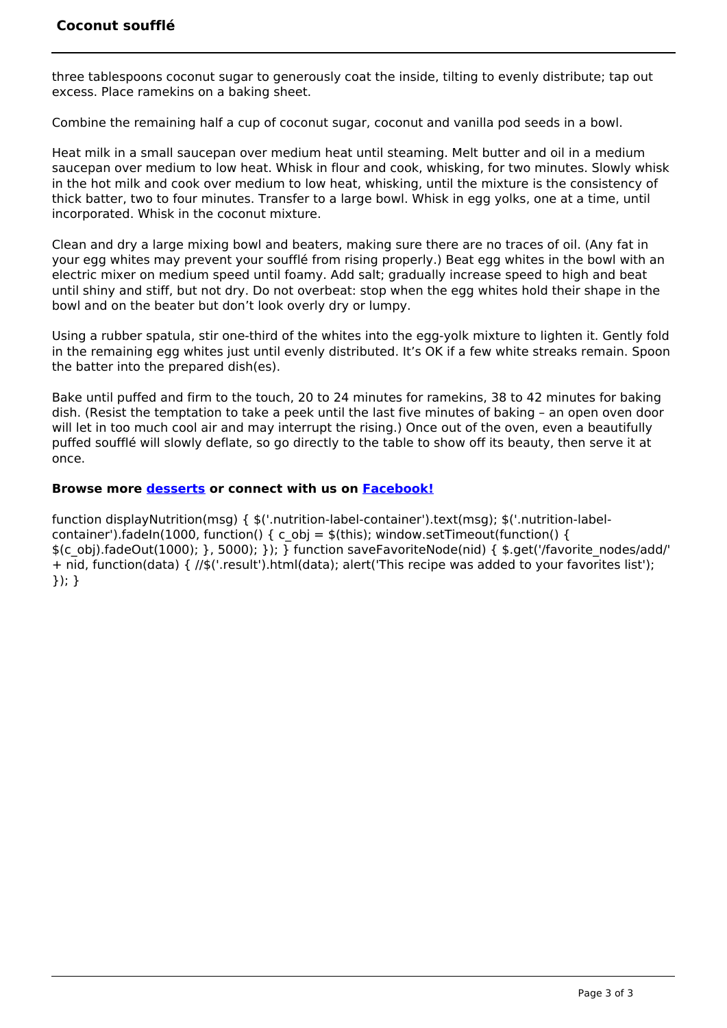three tablespoons coconut sugar to generously coat the inside, tilting to evenly distribute; tap out excess. Place ramekins on a baking sheet.

Combine the remaining half a cup of coconut sugar, coconut and vanilla pod seeds in a bowl.

Heat milk in a small saucepan over medium heat until steaming. Melt butter and oil in a medium saucepan over medium to low heat. Whisk in flour and cook, whisking, for two minutes. Slowly whisk in the hot milk and cook over medium to low heat, whisking, until the mixture is the consistency of thick batter, two to four minutes. Transfer to a large bowl. Whisk in egg yolks, one at a time, until incorporated. Whisk in the coconut mixture.

Clean and dry a large mixing bowl and beaters, making sure there are no traces of oil. (Any fat in your egg whites may prevent your soufflé from rising properly.) Beat egg whites in the bowl with an electric mixer on medium speed until foamy. Add salt; gradually increase speed to high and beat until shiny and stiff, but not dry. Do not overbeat: stop when the egg whites hold their shape in the bowl and on the beater but don't look overly dry or lumpy.

Using a rubber spatula, stir one-third of the whites into the egg-yolk mixture to lighten it. Gently fold in the remaining egg whites just until evenly distributed. It's OK if a few white streaks remain. Spoon the batter into the prepared dish(es).

Bake until puffed and firm to the touch, 20 to 24 minutes for ramekins, 38 to 42 minutes for baking dish. (Resist the temptation to take a peek until the last five minutes of baking – an open oven door will let in too much cool air and may interrupt the rising.) Once out of the oven, even a beautifully puffed soufflé will slowly deflate, so go directly to the table to show off its beauty, then serve it at once.

**Browse more desserts or connect with us on Facebook!**

```
function displayNutrition(msg) { $('.nutrition-label-container').text(msg); $('.nutrition-label-container').fadeIn(1000, function() { c_obj = $(this); window.setTimeout(function() { $(c_obj).fadeOut(1000); }, 5000); }); } function saveFavoriteNode(nid) { $.get('/favorite_nodes/add/' + nid, function(data) { //$('.result').html(data); alert('This recipe was added to your favorites list'); }); }
```